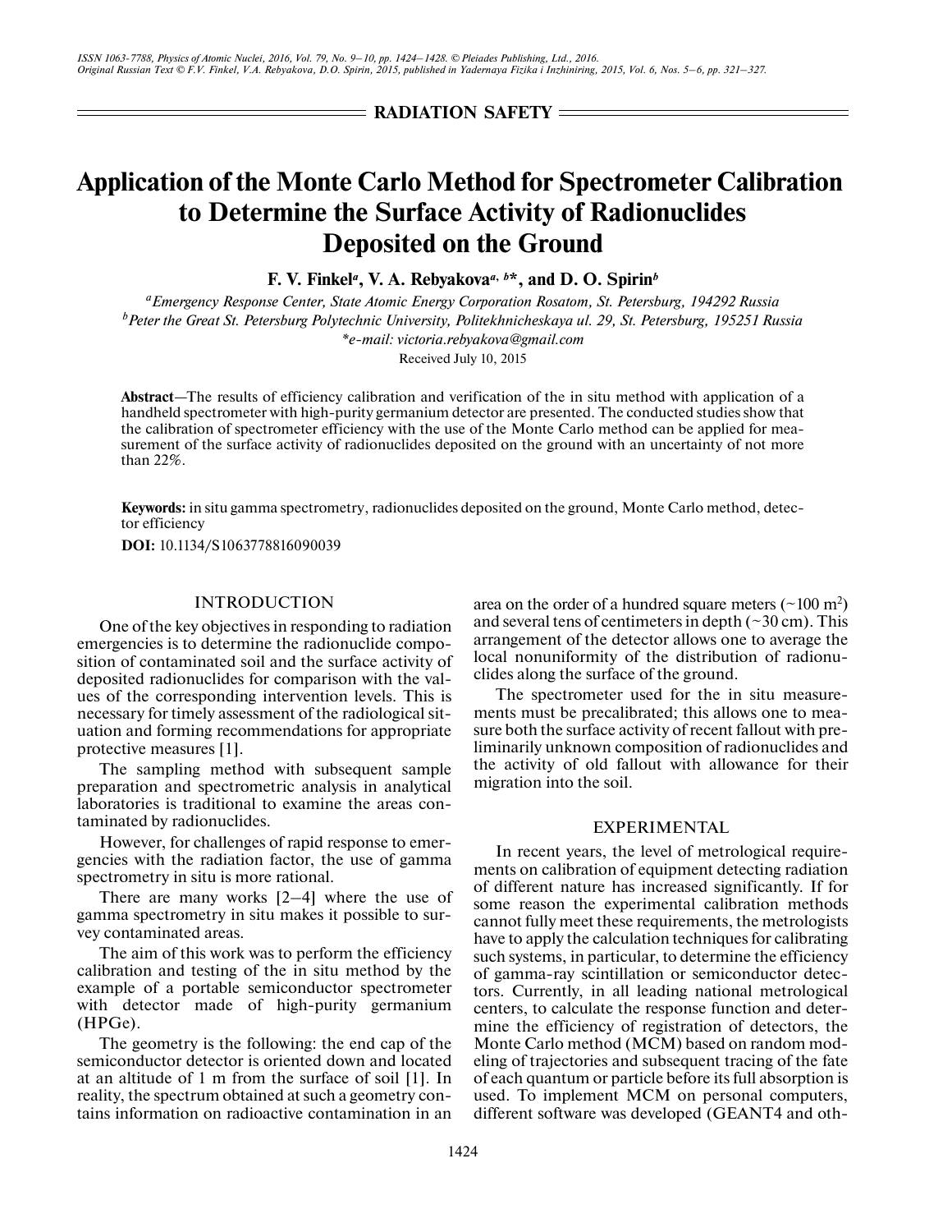RADIATION SAFETY

# Application of the Monte Carlo Method for Spectrometer Calibration to Determine the Surface Activity of Radionuclides Deposited on the Ground

**F. V. Finkel[a], V. A. Rebyakova[a, b]*, and D. O. Spirin[b]**

*[a]Emergency Response Center, State Atomic Energy Corporation Rosatom, St. Petersburg, 194292 Russia*
*[b]Peter the Great St. Petersburg Polytechnic University, Politekhnicheskaya ul. 29, St. Petersburg, 195251 Russia*
*\*e-mail: victoria.rebyakova@gmail.com*

Received July 10, 2015

**Abstract**—The results of efficiency calibration and verification of the in situ method with application of a handheld spectrometer with high-purity germanium detector are presented. The conducted studies show that the calibration of spectrometer efficiency with the use of the Monte Carlo method can be applied for measurement of the surface activity of radionuclides deposited on the ground with an uncertainty of not more than 22%.

**Keywords:** in situ gamma spectrometry, radionuclides deposited on the ground, Monte Carlo method, detector efficiency

**DOI:** 10.1134/S1063778816090039

## INTRODUCTION

One of the key objectives in responding to radiation emergencies is to determine the radionuclide composition of contaminated soil and the surface activity of deposited radionuclides for comparison with the values of the corresponding intervention levels. This is necessary for timely assessment of the radiological situation and forming recommendations for appropriate protective measures [1].

The sampling method with subsequent sample preparation and spectrometric analysis in analytical laboratories is traditional to examine the areas contaminated by radionuclides.

However, for challenges of rapid response to emergencies with the radiation factor, the use of gamma spectrometry in situ is more rational.

There are many works [2–4] where the use of gamma spectrometry in situ makes it possible to survey contaminated areas.

The aim of this work was to perform the efficiency calibration and testing of the in situ method by the example of a portable semiconductor spectrometer with detector made of high-purity germanium (HPGe).

The geometry is the following: the end cap of the semiconductor detector is oriented down and located at an altitude of 1 m from the surface of soil [1]. In reality, the spectrum obtained at such a geometry contains information on radioactive contamination in an area on the order of a hundred square meters (~100 $m^2$) and several tens of centimeters in depth (~30 cm). This arrangement of the detector allows one to average the local nonuniformity of the distribution of radionuclides along the surface of the ground.

The spectrometer used for the in situ measurements must be precalibrated; this allows one to measure both the surface activity of recent fallout with preliminarily unknown composition of radionuclides and the activity of old fallout with allowance for their migration into the soil.

## EXPERIMENTAL

In recent years, the level of metrological requirements on calibration of equipment detecting radiation of different nature has increased significantly. If for some reason the experimental calibration methods cannot fully meet these requirements, the metrologists have to apply the calculation techniques for calibrating such systems, in particular, to determine the efficiency of gamma-ray scintillation or semiconductor detectors. Currently, in all leading national metrological centers, to calculate the response function and determine the efficiency of registration of detectors, the Monte Carlo method (MCM) based on random modeling of trajectories and subsequent tracing of the fate of each quantum or particle before its full absorption is used. To implement MCM on personal computers, different software was developed (GEANT4 and oth-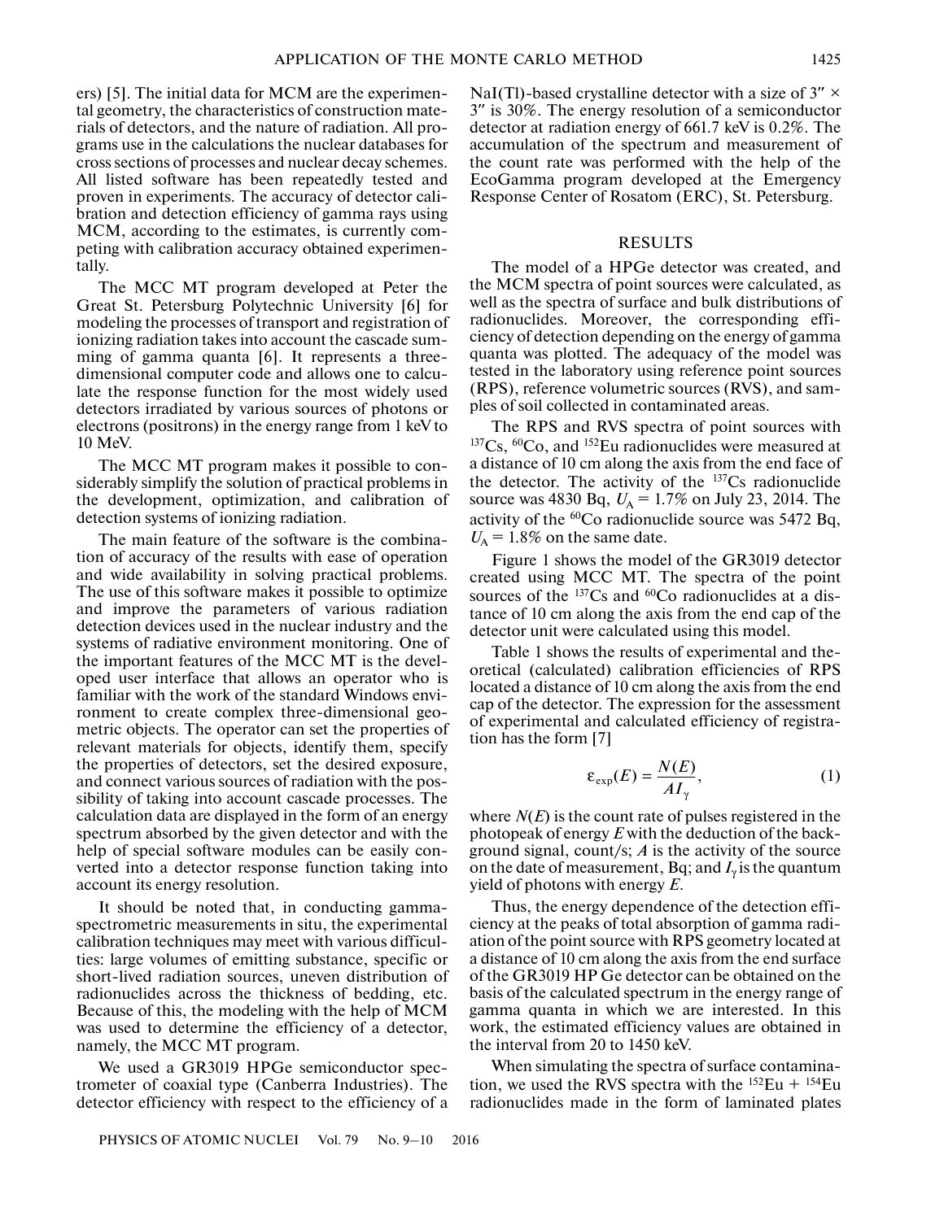ers) [5]. The initial data for MCM are the experimental geometry, the characteristics of construction materials of detectors, and the nature of radiation. All programs use in the calculations the nuclear databases for cross sections of processes and nuclear decay schemes. All listed software has been repeatedly tested and proven in experiments. The accuracy of detector calibration and detection efficiency of gamma rays using MCM, according to the estimates, is currently competing with calibration accuracy obtained experimentally.

The MCC MT program developed at Peter the Great St. Petersburg Polytechnic University [6] for modeling the processes of transport and registration of ionizing radiation takes into account the cascade summing of gamma quanta [6]. It represents a three-dimensional computer code and allows one to calculate the response function for the most widely used detectors irradiated by various sources of photons or electrons (positrons) in the energy range from 1 keV to 10 MeV.

The MCC MT program makes it possible to considerably simplify the solution of practical problems in the development, optimization, and calibration of detection systems of ionizing radiation.

The main feature of the software is the combination of accuracy of the results with ease of operation and wide availability in solving practical problems. The use of this software makes it possible to optimize and improve the parameters of various radiation detection devices used in the nuclear industry and the systems of radiative environment monitoring. One of the important features of the MCC MT is the developed user interface that allows an operator who is familiar with the work of the standard Windows environment to create complex three-dimensional geometric objects. The operator can set the properties of relevant materials for objects, identify them, specify the properties of detectors, set the desired exposure, and connect various sources of radiation with the possibility of taking into account cascade processes. The calculation data are displayed in the form of an energy spectrum absorbed by the given detector and with the help of special software modules can be easily converted into a detector response function taking into account its energy resolution.

It should be noted that, in conducting gamma-spectrometric measurements in situ, the experimental calibration techniques may meet with various difficulties: large volumes of emitting substance, specific or short-lived radiation sources, uneven distribution of radionuclides across the thickness of bedding, etc. Because of this, the modeling with the help of MCM was used to determine the efficiency of a detector, namely, the MCC MT program.

We used a GR3019 HPGe semiconductor spectrometer of coaxial type (Canberra Industries). The detector efficiency with respect to the efficiency of a NaI(Tl)-based crystalline detector with a size of 3″ × 3″ is 30%. The energy resolution of a semiconductor detector at radiation energy of 661.7 keV is 0.2%. The accumulation of the spectrum and measurement of the count rate was performed with the help of the EcoGamma program developed at the Emergency Response Center of Rosatom (ERC), St. Petersburg.

## RESULTS

The model of a HPGe detector was created, and the MCM spectra of point sources were calculated, as well as the spectra of surface and bulk distributions of radionuclides. Moreover, the corresponding efficiency of detection depending on the energy of gamma quanta was plotted. The adequacy of the model was tested in the laboratory using reference point sources (RPS), reference volumetric sources (RVS), and samples of soil collected in contaminated areas.

The RPS and RVS spectra of point sources with $^{137}$Cs, $^{60}$Co, and $^{152}$Eu radionuclides were measured at a distance of 10 cm along the axis from the end face of the detector. The activity of the $^{137}$Cs radionuclide source was 4830 Bq, $U_A = 1.7\%$ on July 23, 2014. The activity of the $^{60}$Co radionuclide source was 5472 Bq, $U_A = 1.8\%$ on the same date.

Figure 1 shows the model of the GR3019 detector created using MCC MT. The spectra of the point sources of the $^{137}$Cs and $^{60}$Co radionuclides at a distance of 10 cm along the axis from the end cap of the detector unit were calculated using this model.

Table 1 shows the results of experimental and theoretical (calculated) calibration efficiencies of RPS located a distance of 10 cm along the axis from the end cap of the detector. The expression for the assessment of experimental and calculated efficiency of registration has the form [7]

$$\varepsilon_{\text{exp}}(E) = \frac{N(E)}{AI_\gamma}, \tag{1}$$

where $N(E)$ is the count rate of pulses registered in the photopeak of energy $E$ with the deduction of the background signal, count/s; $A$ is the activity of the source on the date of measurement, Bq; and $I_\gamma$ is the quantum yield of photons with energy $E$.

Thus, the energy dependence of the detection efficiency at the peaks of total absorption of gamma radiation of the point source with RPS geometry located at a distance of 10 cm along the axis from the end surface of the GR3019 HP Ge detector can be obtained on the basis of the calculated spectrum in the energy range of gamma quanta in which we are interested. In this work, the estimated efficiency values are obtained in the interval from 20 to 1450 keV.

When simulating the spectra of surface contamination, we used the RVS spectra with the $^{152}$Eu + $^{154}$Eu radionuclides made in the form of laminated plates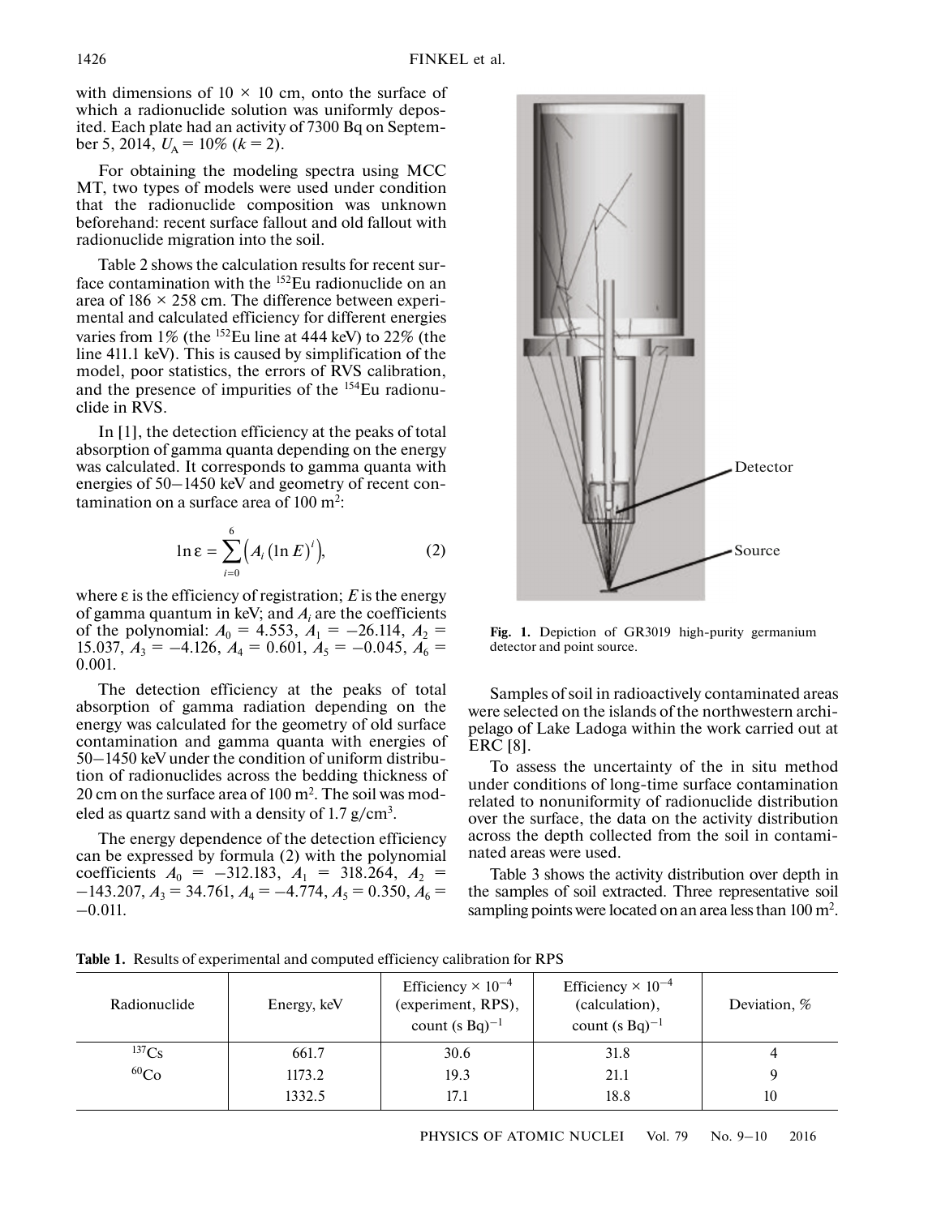with dimensions of 10 × 10 cm, onto the surface of which a radionuclide solution was uniformly deposited. Each plate had an activity of 7300 Bq on September 5, 2014, $U_A = 10\%$ ($k = 2$).

For obtaining the modeling spectra using MCC MT, two types of models were used under condition that the radionuclide composition was unknown beforehand: recent surface fallout and old fallout with radionuclide migration into the soil.

Table 2 shows the calculation results for recent surface contamination with the $^{152}$Eu radionuclide on an area of 186 × 258 cm. The difference between experimental and calculated efficiency for different energies varies from 1% (the $^{152}$Eu line at 444 keV) to 22% (the line 411.1 keV). This is caused by simplification of the model, poor statistics, the errors of RVS calibration, and the presence of impurities of the $^{154}$Eu radionuclide in RVS.

In [1], the detection efficiency at the peaks of total absorption of gamma quanta depending on the energy was calculated. It corresponds to gamma quanta with energies of 50–1450 keV and geometry of recent contamination on a surface area of 100 m$^2$:

$$\ln \varepsilon = \sum_{i=0}^{6} \left( A_i (\ln E)^i \right), \quad (2)$$

where ε is the efficiency of registration; $E$ is the energy of gamma quantum in keV; and $A_i$ are the coefficients of the polynomial: $A_0 = 4.553$, $A_1 = -26.114$, $A_2 = 15.037$, $A_3 = -4.126$, $A_4 = 0.601$, $A_5 = -0.045$, $A_6 = 0.001$.

The detection efficiency at the peaks of total absorption of gamma radiation depending on the energy was calculated for the geometry of old surface contamination and gamma quanta with energies of 50–1450 keV under the condition of uniform distribution of radionuclides across the bedding thickness of 20 cm on the surface area of 100 m$^2$. The soil was modeled as quartz sand with a density of 1.7 g/cm$^3$.

The energy dependence of the detection efficiency can be expressed by formula (2) with the polynomial coefficients $A_0 = -312.183$, $A_1 = 318.264$, $A_2 = -143.207$, $A_3 = 34.761$, $A_4 = -4.774$, $A_5 = 0.350$, $A_6 = -0.011$.

**Fig. 1.** Depiction of GR3019 high-purity germanium detector and point source.

Samples of soil in radioactively contaminated areas were selected on the islands of the northwestern archipelago of Lake Ladoga within the work carried out at ERC [8].

To assess the uncertainty of the in situ method under conditions of long-time surface contamination related to nonuniformity of radionuclide distribution over the surface, the data on the activity distribution across the depth collected from the soil in contaminated areas were used.

Table 3 shows the activity distribution over depth in the samples of soil extracted. Three representative soil sampling points were located on an area less than 100 m$^2$.

**Table 1.** Results of experimental and computed efficiency calibration for RPS

| Radionuclide | Energy, keV | Efficiency × $10^{-4}$ (experiment, RPS), count (s Bq)$^{-1}$ | Efficiency × $10^{-4}$ (calculation), count (s Bq)$^{-1}$ | Deviation, % |
|---|---|---|---|---|
| $^{137}$Cs | 661.7 | 30.6 | 31.8 | 4 |
| $^{60}$Co | 1173.2 | 19.3 | 21.1 | 9 |
| | 1332.5 | 17.1 | 18.8 | 10 |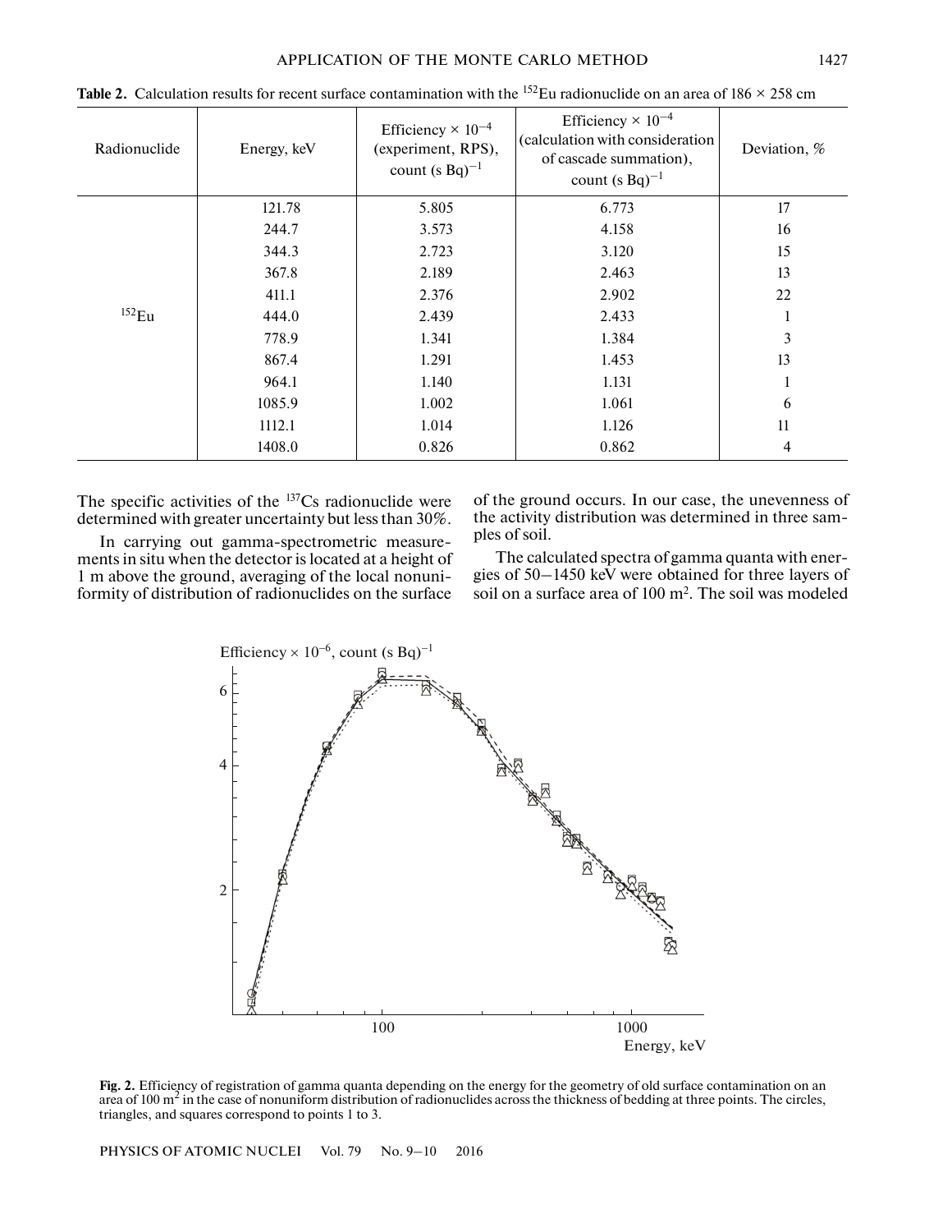**Table 2.** Calculation results for recent surface contamination with the $^{152}$Eu radionuclide on an area of 186 × 258 cm

| Radionuclide | Energy, keV | Efficiency × $10^{-4}$ (experiment, RPS), count $(s\ Bq)^{-1}$ | Efficiency × $10^{-4}$ (calculation with consideration of cascade summation), count $(s\ Bq)^{-1}$ | Deviation, % |
|---|---|---|---|---|
| $^{152}$Eu | 121.78 | 5.805 | 6.773 | 17 |
| | 244.7 | 3.573 | 4.158 | 16 |
| | 344.3 | 2.723 | 3.120 | 15 |
| | 367.8 | 2.189 | 2.463 | 13 |
| | 411.1 | 2.376 | 2.902 | 22 |
| | 444.0 | 2.439 | 2.433 | 1 |
| | 778.9 | 1.341 | 1.384 | 3 |
| | 867.4 | 1.291 | 1.453 | 13 |
| | 964.1 | 1.140 | 1.131 | 1 |
| | 1085.9 | 1.002 | 1.061 | 6 |
| | 1112.1 | 1.014 | 1.126 | 11 |
| | 1408.0 | 0.826 | 0.862 | 4 |

The specific activities of the $^{137}$Cs radionuclide were determined with greater uncertainty but less than 30%.

In carrying out gamma-spectrometric measurements in situ when the detector is located at a height of 1 m above the ground, averaging of the local nonuniformity of distribution of radionuclides on the surface of the ground occurs. In our case, the unevenness of the activity distribution was determined in three samples of soil.

The calculated spectra of gamma quanta with energies of 50–1450 keV were obtained for three layers of soil on a surface area of 100 m$^2$. The soil was modeled

**Fig. 2.** Efficiency of registration of gamma quanta depending on the energy for the geometry of old surface contamination on an area of 100 m$^2$ in the case of nonuniform distribution of radionuclides across the thickness of bedding at three points. The circles, triangles, and squares correspond to points 1 to 3.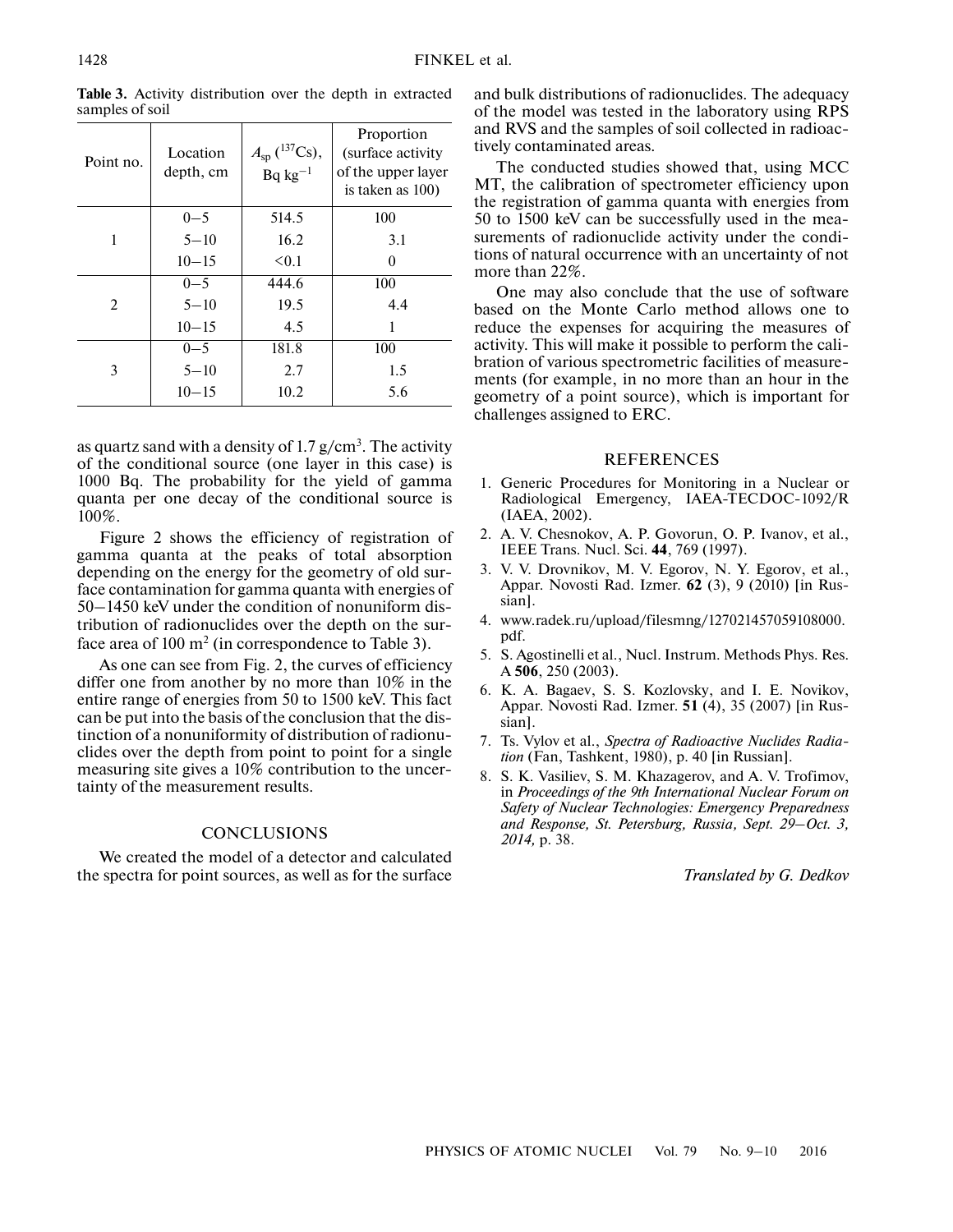**Table 3.** Activity distribution over the depth in extracted samples of soil

| Point no. | Location depth, cm | $A_{sp}$ ($^{137}$Cs), Bq kg$^{-1}$ | Proportion (surface activity of the upper layer is taken as 100) |
|---|---|---|---|
| 1 | 0–5 | 514.5 | 100 |
| | 5–10 | 16.2 | 3.1 |
| | 10–15 | <0.1 | 0 |
| 2 | 0–5 | 444.6 | 100 |
| | 5–10 | 19.5 | 4.4 |
| | 10–15 | 4.5 | 1 |
| 3 | 0–5 | 181.8 | 100 |
| | 5–10 | 2.7 | 1.5 |
| | 10–15 | 10.2 | 5.6 |

as quartz sand with a density of 1.7 g/cm$^3$. The activity of the conditional source (one layer in this case) is 1000 Bq. The probability for the yield of gamma quanta per one decay of the conditional source is 100%.

Figure 2 shows the efficiency of registration of gamma quanta at the peaks of total absorption depending on the energy for the geometry of old surface contamination for gamma quanta with energies of 50–1450 keV under the condition of nonuniform distribution of radionuclides over the depth on the surface area of 100 m$^2$ (in correspondence to Table 3).

As one can see from Fig. 2, the curves of efficiency differ one from another by no more than 10% in the entire range of energies from 50 to 1500 keV. This fact can be put into the basis of the conclusion that the distinction of a nonuniformity of distribution of radionuclides over the depth from point to point for a single measuring site gives a 10% contribution to the uncertainty of the measurement results.

## CONCLUSIONS

We created the model of a detector and calculated the spectra for point sources, as well as for the surface and bulk distributions of radionuclides. The adequacy of the model was tested in the laboratory using RPS and RVS and the samples of soil collected in radioactively contaminated areas.

The conducted studies showed that, using MCC MT, the calibration of spectrometer efficiency upon the registration of gamma quanta with energies from 50 to 1500 keV can be successfully used in the measurements of radionuclide activity under the conditions of natural occurrence with an uncertainty of not more than 22%.

One may also conclude that the use of software based on the Monte Carlo method allows one to reduce the expenses for acquiring the measures of activity. This will make it possible to perform the calibration of various spectrometric facilities of measurements (for example, in no more than an hour in the geometry of a point source), which is important for challenges assigned to ERC.

## REFERENCES

1. Generic Procedures for Monitoring in a Nuclear or Radiological Emergency, IAEA-TECDOC-1092/R (IAEA, 2002).
2. A. V. Chesnokov, A. P. Govorun, O. P. Ivanov, et al., IEEE Trans. Nucl. Sci. **44**, 769 (1997).
3. V. V. Drovnikov, M. V. Egorov, N. Y. Egorov, et al., Appar. Novosti Rad. Izmer. **62** (3), 9 (2010) [in Russian].
4. www.radek.ru/upload/filesmng/127021457059108000.pdf.
5. S. Agostinelli et al., Nucl. Instrum. Methods Phys. Res. A **506**, 250 (2003).
6. K. A. Bagaev, S. S. Kozlovsky, and I. E. Novikov, Appar. Novosti Rad. Izmer. **51** (4), 35 (2007) [in Russian].
7. Ts. Vylov et al., *Spectra of Radioactive Nuclides Radiation* (Fan, Tashkent, 1980), p. 40 [in Russian].
8. S. K. Vasiliev, S. M. Khazagerov, and A. V. Trofimov, in *Proceedings of the 9th International Nuclear Forum on Safety of Nuclear Technologies: Emergency Preparedness and Response, St. Petersburg, Russia, Sept. 29–Oct. 3, 2014,* p. 38.

*Translated by G. Dedkov*